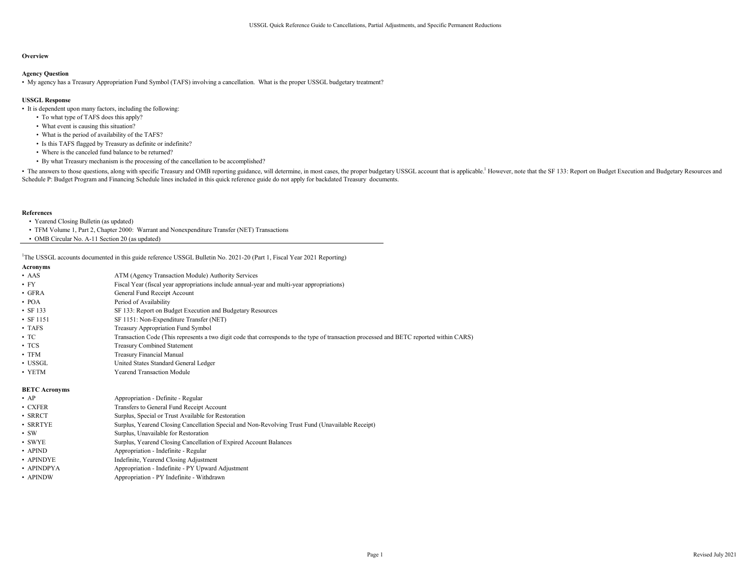## Overview

### Agency Question

- My agency has a Treasury Appropriation Fund Symbol (TAFS) involving a cancellation. What is the proper USSGL budgetary treatment?

### USSGL Response

- It is dependent upon many factors, including the following:
  - To what type of TAFS does this apply?
  - What event is causing this situation?
  - What is the period of availability of the TAFS?
  - Is this TAFS flagged by Treasury as definite or indefinite?
  - Where is the canceled fund balance to be returned?
  - By what Treasury mechanism is the processing of the cancellation to be accomplished?
- The answers to those questions, along with specific Treasury and OMB reporting guidance, will determine, in most cases, the proper budgetary USSGL account that is applicable.[1] However, note that the SF 133: Report on Budget Execution and Budgetary Resources and Schedule P: Budget Program and Financing Schedule lines included in this quick reference guide do not apply for backdated Treasury documents.

### References

- Yearend Closing Bulletin (as updated)
- TFM Volume 1, Part 2, Chapter 2000: Warrant and Nonexpenditure Transfer (NET) Transactions
- OMB Circular No. A-11 Section 20 (as updated)

[1]The USSGL accounts documented in this guide reference USSGL Bulletin No. 2021-20 (Part 1, Fiscal Year 2021 Reporting)

### Acronyms

| | |
|---|---|
| • AAS | ATM (Agency Transaction Module) Authority Services |
| • FY | Fiscal Year (fiscal year appropriations include annual-year and multi-year appropriations) |
| • GFRA | General Fund Receipt Account |
| • POA | Period of Availability |
| • SF 133 | SF 133: Report on Budget Execution and Budgetary Resources |
| • SF 1151 | SF 1151: Non-Expenditure Transfer (NET) |
| • TAFS | Treasury Appropriation Fund Symbol |
| • TC | Transaction Code (This represents a two digit code that corresponds to the type of transaction processed and BETC reported within CARS) |
| • TCS | Treasury Combined Statement |
| • TFM | Treasury Financial Manual |
| • USSGL | United States Standard General Ledger |
| • YETM | Yearend Transaction Module |

### BETC Acronyms

| | |
|---|---|
| • AP | Appropriation - Definite - Regular |
| • CXFER | Transfers to General Fund Receipt Account |
| • SRRCT | Surplus, Special or Trust Available for Restoration |
| • SRRTYE | Surplus, Yearend Closing Cancellation Special and Non-Revolving Trust Fund (Unavailable Receipt) |
| • SW | Surplus, Unavailable for Restoration |
| • SWYE | Surplus, Yearend Closing Cancellation of Expired Account Balances |
| • APIND | Appropriation - Indefinite - Regular |
| • APINDYE | Indefinite, Yearend Closing Adjustment |
| • APINDPYA | Appropriation - Indefinite - PY Upward Adjustment |
| • APINDW | Appropriation - PY Indefinite - Withdrawn |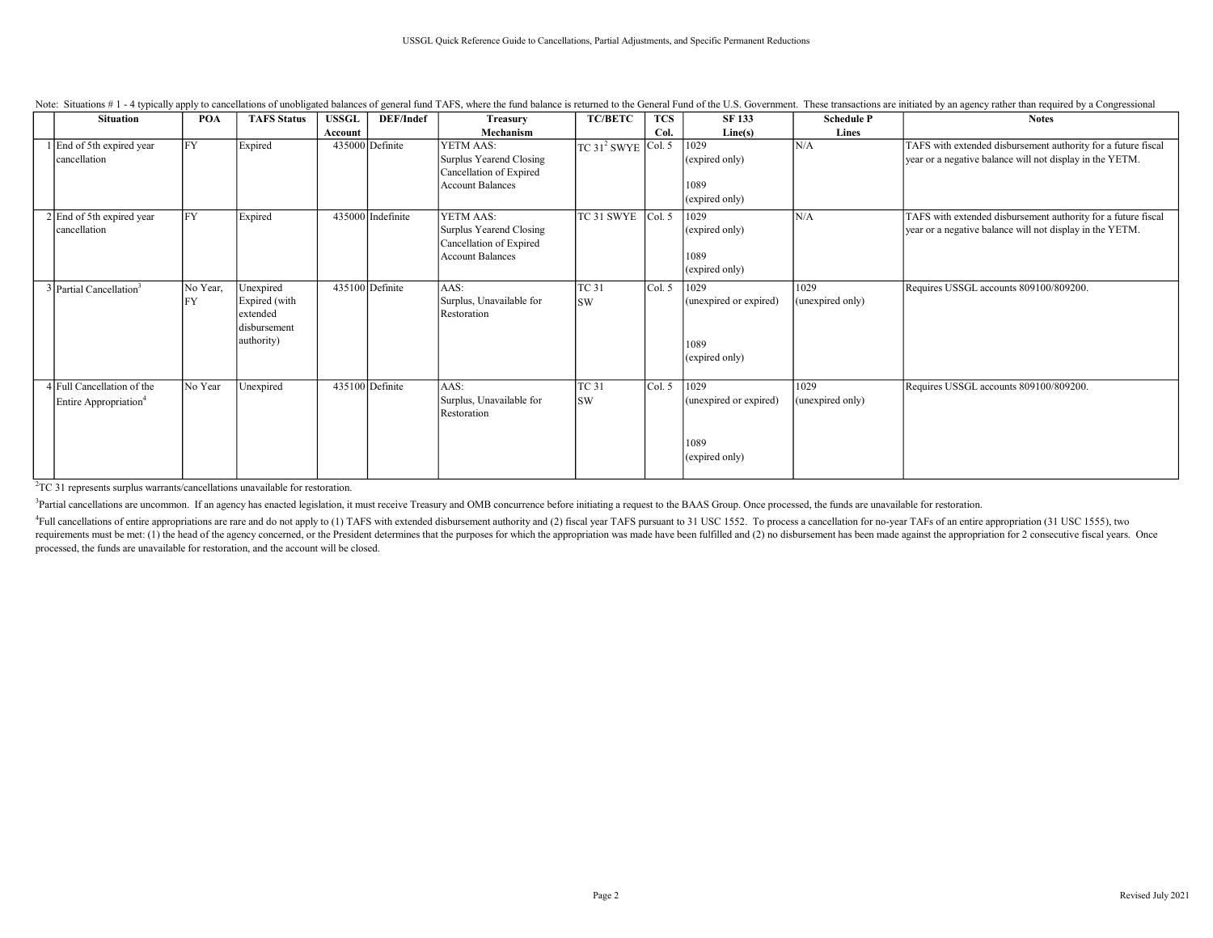Note: Situations # 1 - 4 typically apply to cancellations of unobligated balances of general fund TAFS, where the fund balance is returned to the General Fund of the U.S. Government. These transactions are initiated by an agency rather than required by a Congressional

| | Situation | POA | TAFS Status | USSGL Account | DEF/Indef | Treasury Mechanism | TC/BETC | TCS Col. | SF 133 Line(s) | Schedule P Lines | Notes |
|---|---|---|---|---|---|---|---|---|---|---|---|
| 1 | End of 5th expired year cancellation | FY | Expired | 435000 | Definite | YETM AAS: Surplus Yearend Closing Cancellation of Expired Account Balances | TC 31[2] SWYE | Col. 5 | 1029 (expired only)<br><br>1089 (expired only) | N/A | TAFS with extended disbursement authority for a future fiscal year or a negative balance will not display in the YETM. |
| 2 | End of 5th expired year cancellation | FY | Expired | 435000 | Indefinite | YETM AAS: Surplus Yearend Closing Cancellation of Expired Account Balances | TC 31 SWYE | Col. 5 | 1029 (expired only)<br><br>1089 (expired only) | N/A | TAFS with extended disbursement authority for a future fiscal year or a negative balance will not display in the YETM. |
| 3 | Partial Cancellation[3] | No Year, FY | Unexpired Expired (with extended disbursement authority) | 435100 | Definite | AAS: Surplus, Unavailable for Restoration | TC 31 SW | Col. 5 | 1029 (unexpired or expired)<br><br>1089 (expired only) | 1029 (unexpired only) | Requires USSGL accounts 809100/809200. |
| 4 | Full Cancellation of the Entire Appropriation[4] | No Year | Unexpired | 435100 | Definite | AAS: Surplus, Unavailable for Restoration | TC 31 SW | Col. 5 | 1029 (unexpired or expired)<br><br>1089 (expired only) | 1029 (unexpired only) | Requires USSGL accounts 809100/809200. |

[2]TC 31 represents surplus warrants/cancellations unavailable for restoration.

[3]Partial cancellations are uncommon. If an agency has enacted legislation, it must receive Treasury and OMB concurrence before initiating a request to the BAAS Group. Once processed, the funds are unavailable for restoration.

[4]Full cancellations of entire appropriations are rare and do not apply to (1) TAFS with extended disbursement authority and (2) fiscal year TAFS pursuant to 31 USC 1552. To process a cancellation for no-year TAFs of an entire appropriation (31 USC 1555), two requirements must be met: (1) the head of the agency concerned, or the President determines that the purposes for which the appropriation was made have been fulfilled and (2) no disbursement has been made against the appropriation for 2 consecutive fiscal years. Once processed, the funds are unavailable for restoration, and the account will be closed.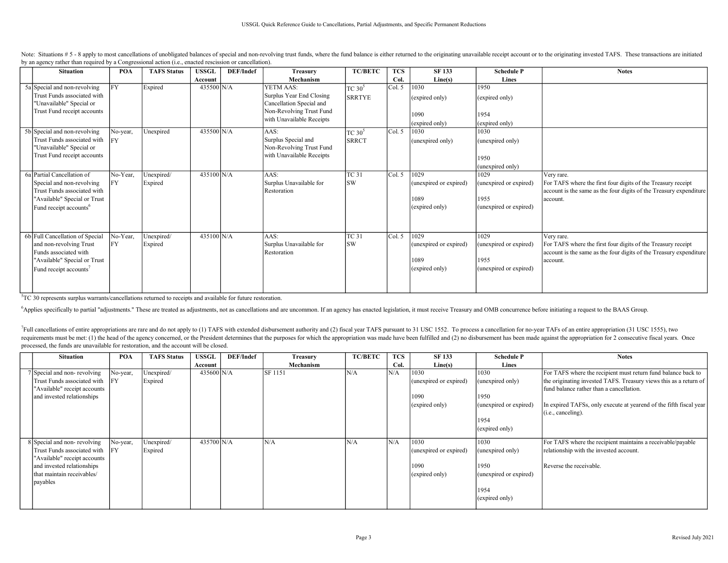Note: Situations # 5 - 8 apply to most cancellations of unobligated balances of special and non-revolving trust funds, where the fund balance is either returned to the originating unavailable receipt account or to the originating invested TAFS. These transactions are initiated by an agency rather than required by a Congressional action (i.e., enacted rescission or cancellation).

| | Situation | POA | TAFS Status | USSGL Account | DEF/Indef | Treasury Mechanism | TC/BETC | TCS Col. | SF 133 Line(s) | Schedule P Lines | Notes |
|---|---|---|---|---|---|---|---|---|---|---|---|
| 5a | Special and non-revolving Trust Funds associated with "Unavailable" Special or Trust Fund receipt accounts | FY | Expired | 435500 | N/A | YETM AAS: Surplus Year End Closing Cancellation Special and Non-Revolving Trust Fund with Unavailable Receipts | TC 30[5] SRRTYE | Col. 5 | 1030 (expired only) 1090 (expired only) | 1950 (expired only) 1954 (expired only) | |
| 5b | Special and non-revolving Trust Funds associated with "Unavailable" Special or Trust Fund receipt accounts | No-year, FY | Unexpired | 435500 | N/A | AAS: Surplus Special and Non-Revolving Trust Fund with Unavailable Receipts | TC 30[5] SRRCT | Col. 5 | 1030 (unexpired only) | 1030 (unexpired only) 1950 (unexpired only) | |
| 6a | Partial Cancellation of Special and non-revolving Trust Funds associated with "Available" Special or Trust Fund receipt accounts[6] | No-Year, FY | Unexpired/ Expired | 435100 | N/A | AAS: Surplus Unavailable for Restoration | TC 31 SW | Col. 5 | 1029 (unexpired or expired) 1089 (expired only) | 1029 (unexpired or expired) 1955 (unexpired or expired) | Very rare. For TAFS where the first four digits of the Treasury receipt account is the same as the four digits of the Treasury expenditure account. |
| 6b | Full Cancellation of Special and non-revolving Trust Funds associated with "Available" Special or Trust Fund receipt accounts[7] | No-Year, FY | Unexpired/ Expired | 435100 | N/A | AAS: Surplus Unavailable for Restoration | TC 31 SW | Col. 5 | 1029 (unexpired or expired) 1089 (expired only) | 1029 (unexpired or expired) 1955 (unexpired or expired) | Very rare. For TAFS where the first four digits of the Treasury receipt account is the same as the four digits of the Treasury expenditure account. |

[5]TC 30 represents surplus warrants/cancellations returned to receipts and available for future restoration.

[6]Applies specifically to partial "adjustments." These are treated as adjustments, not as cancellations and are uncommon. If an agency has enacted legislation, it must receive Treasury and OMB concurrence before initiating a request to the BAAS Group.

[7]Full cancellations of entire appropriations are rare and do not apply to (1) TAFS with extended disbursement authority and (2) fiscal year TAFS pursuant to 31 USC 1552. To process a cancellation for no-year TAFs of an entire appropriation (31 USC 1555), two requirements must be met: (1) the head of the agency concerned, or the President determines that the purposes for which the appropriation was made have been fulfilled and (2) no disbursement has been made against the appropriation for 2 consecutive fiscal years. Once processed, the funds are unavailable for restoration, and the account will be closed.

| | Situation | POA | TAFS Status | USSGL Account | DEF/Indef | Treasury Mechanism | TC/BETC | TCS Col. | SF 133 Line(s) | Schedule P Lines | Notes |
|---|---|---|---|---|---|---|---|---|---|---|---|
| 7 | Special and non- revolving Trust Funds associated with "Available" receipt accounts and invested relationships | No-year, FY | Unexpired/ Expired | 435600 | N/A | SF 1151 | N/A | N/A | 1030 (unexpired or expired) 1090 (expired only) | 1030 (unexpired only) 1950 (unexpired or expired) 1954 (expired only) | For TAFS where the recipient must return fund balance back to the originating invested TAFS. Treasury views this as a return of fund balance rather than a cancellation. In expired TAFSs, only execute at yearend of the fifth fiscal year (i.e., canceling). |
| 8 | Special and non- revolving Trust Funds associated with "Available" receipt accounts and invested relationships that maintain receivables/ payables | No-year, FY | Unexpired/ Expired | 435700 | N/A | N/A | N/A | N/A | 1030 (unexpired or expired) 1090 (expired only) | 1030 (unexpired only) 1950 (unexpired or expired) 1954 (expired only) | For TAFS where the recipient maintains a receivable/payable relationship with the invested account. Reverse the receivable. |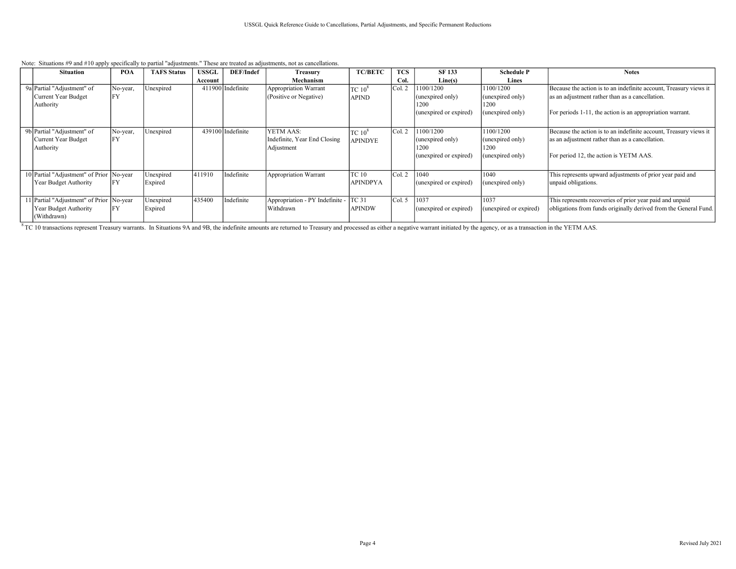Note: Situations #9 and #10 apply specifically to partial "adjustments." These are treated as adjustments, not as cancellations.

| | Situation | POA | TAFS Status | USSGL Account | DEF/Indef | Treasury Mechanism | TC/BETC | TCS Col. | SF 133 Line(s) | Schedule P Lines | Notes |
|---|---|---|---|---|---|---|---|---|---|---|---|
| 9a | Partial "Adjustment" of Current Year Budget Authority | No-year, FY | Unexpired | 411900 | Indefinite | Appropriation Warrant (Positive or Negative) | TC 10[8] APIND | Col. 2 | 1100/1200 (unexpired only) 1200 (unexpired or expired) | 1100/1200 (unexpired only) 1200 (unexpired only) | Because the action is to an indefinite account, Treasury views it as an adjustment rather than as a cancellation. For periods 1-11, the action is an appropriation warrant. |
| 9b | Partial "Adjustment" of Current Year Budget Authority | No-year, FY | Unexpired | 439100 | Indefinite | YETM AAS: Indefinite, Year End Closing Adjustment | TC 10[8] APINDYE | Col. 2 | 1100/1200 (unexpired only) 1200 (unexpired or expired) | 1100/1200 (unexpired only) 1200 (unexpired only) | Because the action is to an indefinite account, Treasury views it as an adjustment rather than as a cancellation. For period 12, the action is YETM AAS. |
| 10 | Partial "Adjustment" of Prior Year Budget Authority | No-year FY | Unexpired Expired | 411910 | Indefinite | Appropriation Warrant | TC 10 APINDPYA | Col. 2 | 1040 (unexpired or expired) | 1040 (unexpired only) | This represents upward adjustments of prior year paid and unpaid obligations. |
| 11 | Partial "Adjustment" of Prior Year Budget Authority (Withdrawn) | No-year FY | Unexpired Expired | 435400 | Indefinite | Appropriation - PY Indefinite - Withdrawn | TC 31 APINDW | Col. 5 | 1037 (unexpired or expired) | 1037 (unexpired or expired) | This represents recoveries of prior year paid and unpaid obligations from funds originally derived from the General Fund. |

[8] TC 10 transactions represent Treasury warrants. In Situations 9A and 9B, the indefinite amounts are returned to Treasury and processed as either a negative warrant initiated by the agency, or as a transaction in the YETM AAS.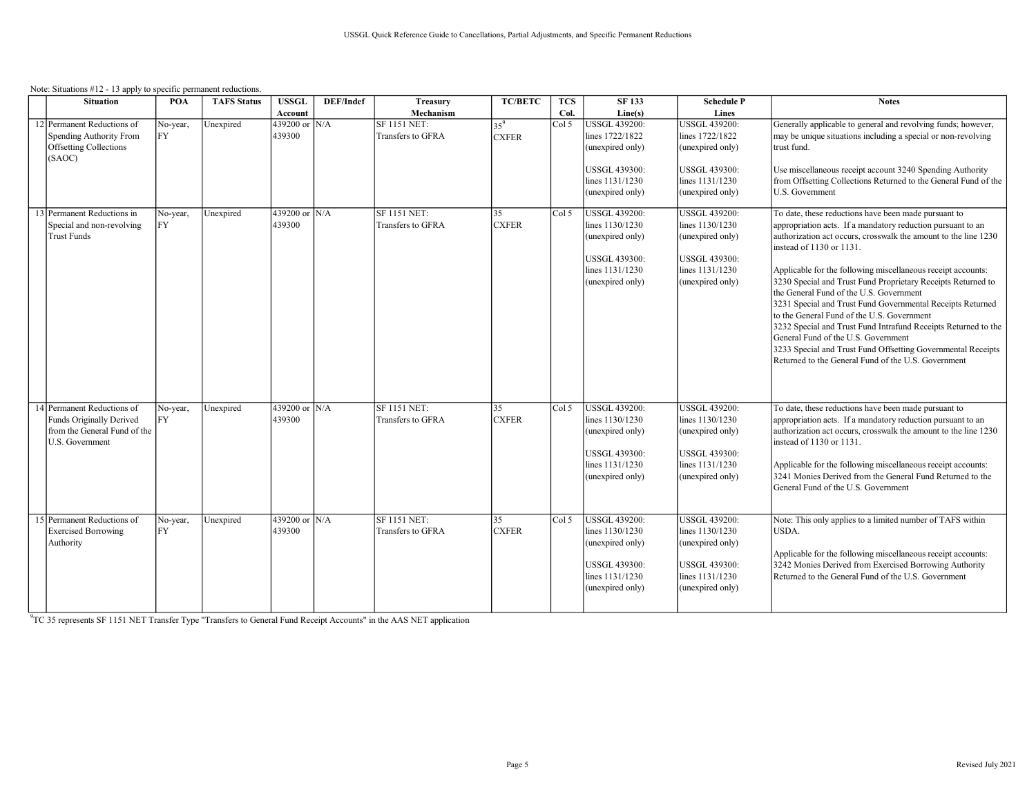Note: Situations #12 - 13 apply to specific permanent reductions.

| | Situation | POA | TAFS Status | USSGL Account | DEF/Indef | Treasury Mechanism | TC/BETC | TCS Col. | SF 133 Line(s) | Schedule P Lines | Notes |
|---|---|---|---|---|---|---|---|---|---|---|---|
| 12 | Permanent Reductions of Spending Authority From Offsetting Collections (SAOC) | No-year, FY | Unexpired | 439200 or 439300 | N/A | SF 1151 NET: Transfers to GFRA | 35[9] CXFER | Col 5 | USSGL 439200: lines 1722/1822 (unexpired only)<br><br>USSGL 439300: lines 1131/1230 (unexpired only) | USSGL 439200: lines 1722/1822 (unexpired only)<br><br>USSGL 439300: lines 1131/1230 (unexpired only) | Generally applicable to general and revolving funds; however, may be unique situations including a special or non-revolving trust fund.<br><br>Use miscellaneous receipt account 3240 Spending Authority from Offsetting Collections Returned to the General Fund of the U.S. Government |
| 13 | Permanent Reductions in Special and non-revolving Trust Funds | No-year, FY | Unexpired | 439200 or 439300 | N/A | SF 1151 NET: Transfers to GFRA | 35 CXFER | Col 5 | USSGL 439200: lines 1130/1230 (unexpired only)<br><br>USSGL 439300: lines 1131/1230 (unexpired only) | USSGL 439200: lines 1130/1230 (unexpired only)<br><br>USSGL 439300: lines 1131/1230 (unexpired only) | To date, these reductions have been made pursuant to appropriation acts. If a mandatory reduction pursuant to an authorization act occurs, crosswalk the amount to the line 1230 instead of 1130 or 1131.<br><br>Applicable for the following miscellaneous receipt accounts:<br>3230 Special and Trust Fund Proprietary Receipts Returned to the General Fund of the U.S. Government<br>3231 Special and Trust Fund Governmental Receipts Returned to the General Fund of the U.S. Government<br>3232 Special and Trust Fund Intrafund Receipts Returned to the General Fund of the U.S. Government<br>3233 Special and Trust Fund Offsetting Governmental Receipts Returned to the General Fund of the U.S. Government |
| 14 | Permanent Reductions of Funds Originally Derived from the General Fund of the U.S. Government | No-year, FY | Unexpired | 439200 or 439300 | N/A | SF 1151 NET: Transfers to GFRA | 35 CXFER | Col 5 | USSGL 439200: lines 1130/1230 (unexpired only)<br><br>USSGL 439300: lines 1131/1230 (unexpired only) | USSGL 439200: lines 1130/1230 (unexpired only)<br><br>USSGL 439300: lines 1131/1230 (unexpired only) | To date, these reductions have been made pursuant to appropriation acts. If a mandatory reduction pursuant to an authorization act occurs, crosswalk the amount to the line 1230 instead of 1130 or 1131.<br><br>Applicable for the following miscellaneous receipt accounts:<br>3241 Monies Derived from the General Fund Returned to the General Fund of the U.S. Government |
| 15 | Permanent Reductions of Exercised Borrowing Authority | No-year, FY | Unexpired | 439200 or 439300 | N/A | SF 1151 NET: Transfers to GFRA | 35 CXFER | Col 5 | USSGL 439200: lines 1130/1230 (unexpired only)<br><br>USSGL 439300: lines 1131/1230 (unexpired only) | USSGL 439200: lines 1130/1230 (unexpired only)<br><br>USSGL 439300: lines 1131/1230 (unexpired only) | Note: This only applies to a limited number of TAFS within USDA.<br><br>Applicable for the following miscellaneous receipt accounts:<br>3242 Monies Derived from Exercised Borrowing Authority Returned to the General Fund of the U.S. Government |

[9] TC 35 represents SF 1151 NET Transfer Type "Transfers to General Fund Receipt Accounts" in the AAS NET application